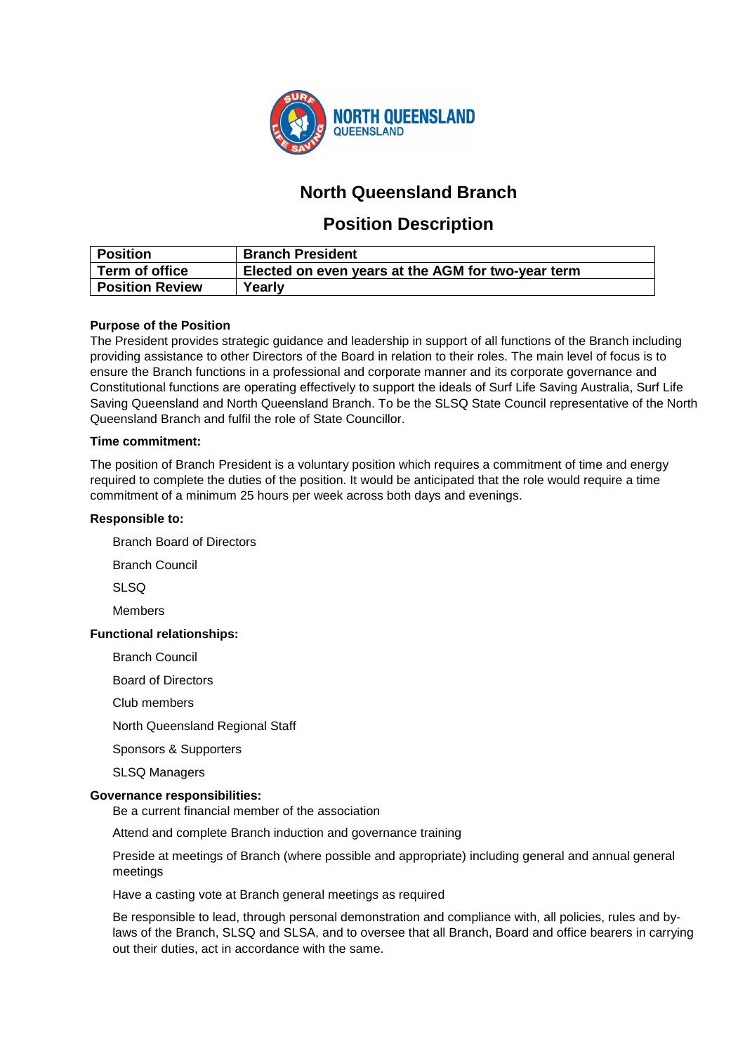# North Queensland Branch

## Position Description

| Position | Branch President |
| --- | --- |
| Term of office | Elected on even years at the AGM for two-year term |
| Position Review | Yearly |

**Purpose of the Position**

The President provides strategic guidance and leadership in support of all functions of the Branch including providing assistance to other Directors of the Board in relation to their roles. The main level of focus is to ensure the Branch functions in a professional and corporate manner and its corporate governance and Constitutional functions are operating effectively to support the ideals of Surf Life Saving Australia, Surf Life Saving Queensland and North Queensland Branch. To be the SLSQ State Council representative of the North Queensland Branch and fulfil the role of State Councillor.

**Time commitment:**

The position of Branch President is a voluntary position which requires a commitment of time and energy required to complete the duties of the position. It would be anticipated that the role would require a time commitment of a minimum 25 hours per week across both days and evenings.

**Responsible to:**

- Branch Board of Directors
- Branch Council
- SLSQ
- Members

**Functional relationships:**

- Branch Council
- Board of Directors
- Club members
- North Queensland Regional Staff
- Sponsors & Supporters
- SLSQ Managers

**Governance responsibilities:**

- Be a current financial member of the association
- Attend and complete Branch induction and governance training
- Preside at meetings of Branch (where possible and appropriate) including general and annual general meetings
- Have a casting vote at Branch general meetings as required
- Be responsible to lead, through personal demonstration and compliance with, all policies, rules and by-laws of the Branch, SLSQ and SLSA, and to oversee that all Branch, Board and office bearers in carrying out their duties, act in accordance with the same.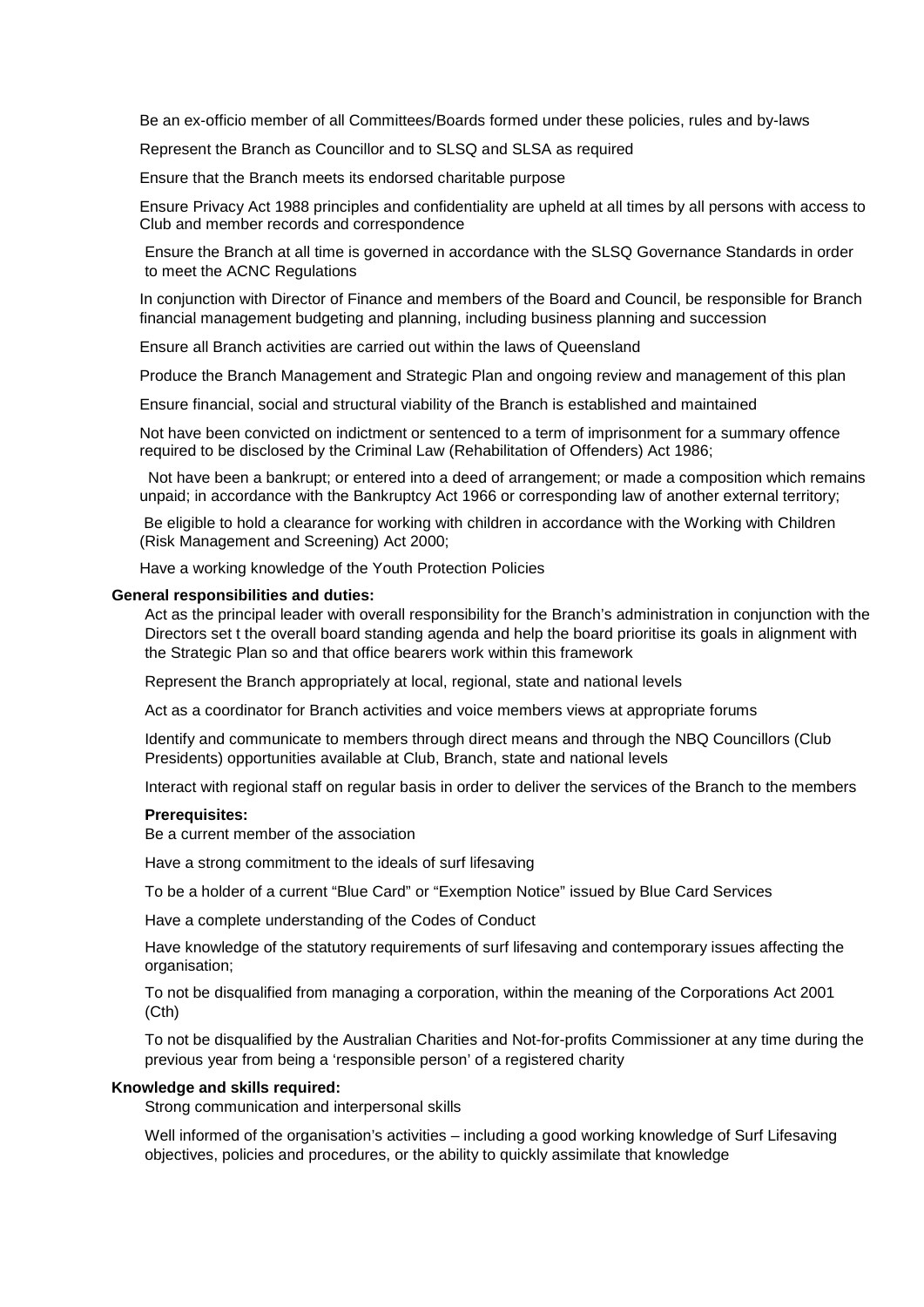Be an ex-officio member of all Committees/Boards formed under these policies, rules and by-laws

Represent the Branch as Councillor and to SLSQ and SLSA as required

Ensure that the Branch meets its endorsed charitable purpose

Ensure Privacy Act 1988 principles and confidentiality are upheld at all times by all persons with access to Club and member records and correspondence

Ensure the Branch at all time is governed in accordance with the SLSQ Governance Standards in order to meet the ACNC Regulations

In conjunction with Director of Finance and members of the Board and Council, be responsible for Branch financial management budgeting and planning, including business planning and succession

Ensure all Branch activities are carried out within the laws of Queensland

Produce the Branch Management and Strategic Plan and ongoing review and management of this plan

Ensure financial, social and structural viability of the Branch is established and maintained

Not have been convicted on indictment or sentenced to a term of imprisonment for a summary offence required to be disclosed by the Criminal Law (Rehabilitation of Offenders) Act 1986;

Not have been a bankrupt; or entered into a deed of arrangement; or made a composition which remains unpaid; in accordance with the Bankruptcy Act 1966 or corresponding law of another external territory;

Be eligible to hold a clearance for working with children in accordance with the Working with Children (Risk Management and Screening) Act 2000;

Have a working knowledge of the Youth Protection Policies

**General responsibilities and duties:**

Act as the principal leader with overall responsibility for the Branch's administration in conjunction with the Directors set t the overall board standing agenda and help the board prioritise its goals in alignment with the Strategic Plan so and that office bearers work within this framework

Represent the Branch appropriately at local, regional, state and national levels

Act as a coordinator for Branch activities and voice members views at appropriate forums

Identify and communicate to members through direct means and through the NBQ Councillors (Club Presidents) opportunities available at Club, Branch, state and national levels

Interact with regional staff on regular basis in order to deliver the services of the Branch to the members

**Prerequisites:**

Be a current member of the association

Have a strong commitment to the ideals of surf lifesaving

To be a holder of a current "Blue Card" or "Exemption Notice" issued by Blue Card Services

Have a complete understanding of the Codes of Conduct

Have knowledge of the statutory requirements of surf lifesaving and contemporary issues affecting the organisation;

To not be disqualified from managing a corporation, within the meaning of the Corporations Act 2001 (Cth)

To not be disqualified by the Australian Charities and Not-for-profits Commissioner at any time during the previous year from being a 'responsible person' of a registered charity

**Knowledge and skills required:**

Strong communication and interpersonal skills

Well informed of the organisation's activities – including a good working knowledge of Surf Lifesaving objectives, policies and procedures, or the ability to quickly assimilate that knowledge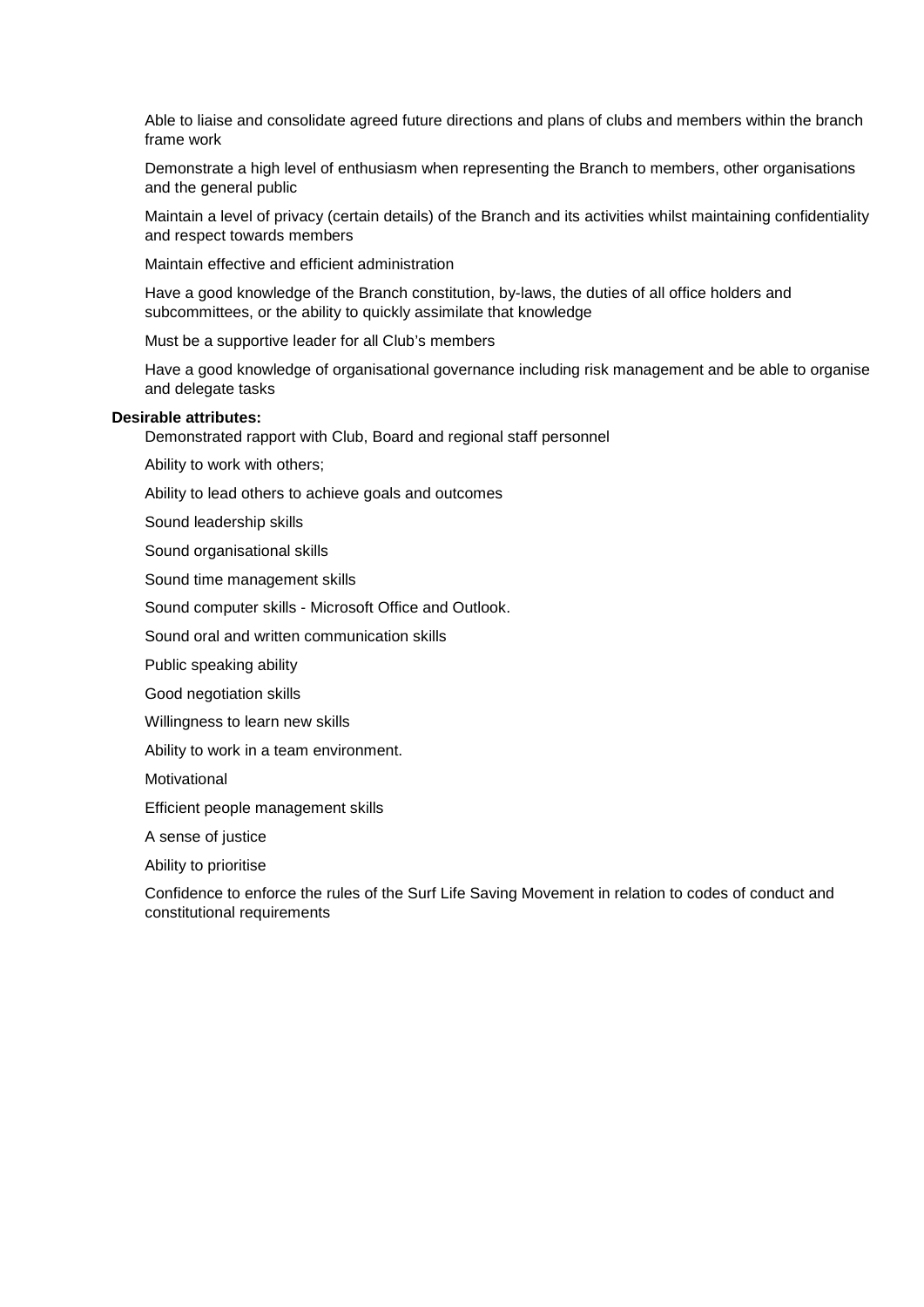- Able to liaise and consolidate agreed future directions and plans of clubs and members within the branch frame work
- Demonstrate a high level of enthusiasm when representing the Branch to members, other organisations and the general public
- Maintain a level of privacy (certain details) of the Branch and its activities whilst maintaining confidentiality and respect towards members
- Maintain effective and efficient administration
- Have a good knowledge of the Branch constitution, by-laws, the duties of all office holders and subcommittees, or the ability to quickly assimilate that knowledge
- Must be a supportive leader for all Club's members
- Have a good knowledge of organisational governance including risk management and be able to organise and delegate tasks

**Desirable attributes:**

- Demonstrated rapport with Club, Board and regional staff personnel
- Ability to work with others;
- Ability to lead others to achieve goals and outcomes
- Sound leadership skills
- Sound organisational skills
- Sound time management skills
- Sound computer skills - Microsoft Office and Outlook.
- Sound oral and written communication skills
- Public speaking ability
- Good negotiation skills
- Willingness to learn new skills
- Ability to work in a team environment.
- Motivational
- Efficient people management skills
- A sense of justice
- Ability to prioritise
- Confidence to enforce the rules of the Surf Life Saving Movement in relation to codes of conduct and constitutional requirements